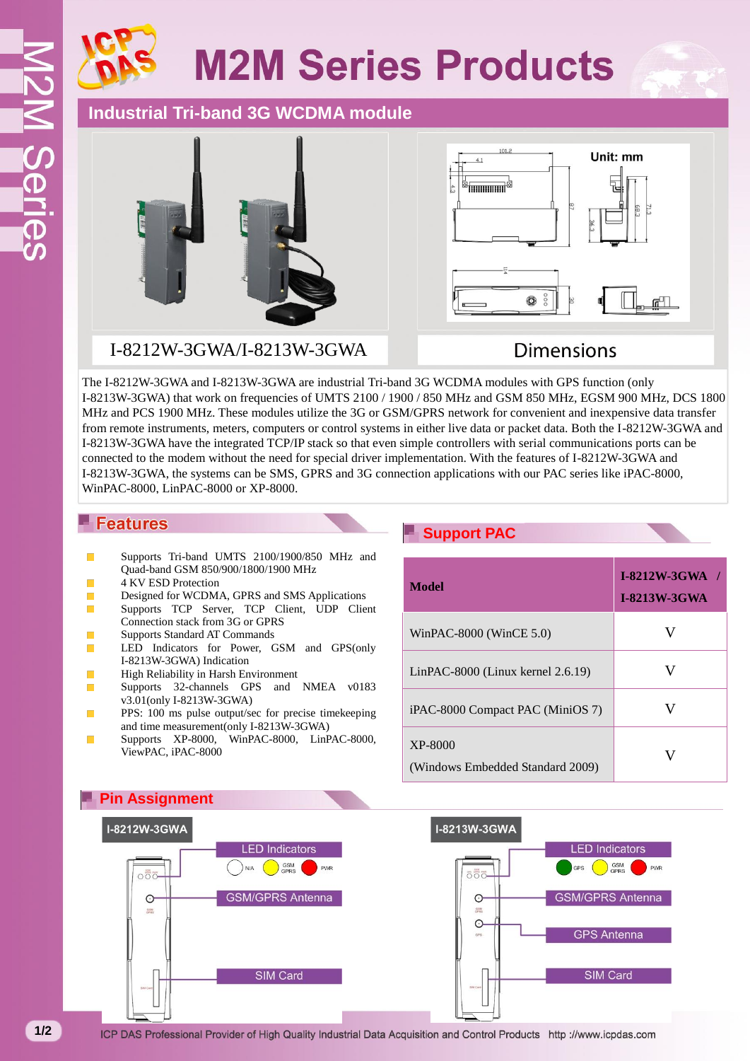# M2M Series Products

## Industrial Tri-band 3G WCDMA module

I-8212W-3GWA/I-8213W-3GWA

Dimensions

Unit: mm

The I-8212W-3GWA and I-8213W-3GWA are industrial Tri-band 3G WCDMA modules with GPS function (only I-8213W-3GWA) that work on frequencies of UMTS 2100 / 1900 / 850 MHz and GSM 850 MHz, EGSM 900 MHz, DCS 1800 MHz and PCS 1900 MHz. These modules utilize the 3G or GSM/GPRS network for convenient and inexpensive data transfer from remote instruments, meters, computers or control systems in either live data or packet data. Both the I-8212W-3GWA and I-8213W-3GWA have the integrated TCP/IP stack so that even simple controllers with serial communications ports can be connected to the modem without the need for special driver implementation. With the features of I-8212W-3GWA and I-8213W-3GWA, the systems can be SMS, GPRS and 3G connection applications with our PAC series like iPAC-8000, WinPAC-8000, LinPAC-8000 or XP-8000.

## Features

- Supports Tri-band UMTS 2100/1900/850 MHz and Quad-band GSM 850/900/1800/1900 MHz
- 4 KV ESD Protection
- Designed for WCDMA, GPRS and SMS Applications
- Supports TCP Server, TCP Client, UDP Client Connection stack from 3G or GPRS
- Supports Standard AT Commands
- LED Indicators for Power, GSM and GPS(only I-8213W-3GWA) Indication
- High Reliability in Harsh Environment
- Supports 32-channels GPS and NMEA v0183 v3.01(only I-8213W-3GWA)
- PPS: 100 ms pulse output/sec for precise timekeeping and time measurement(only I-8213W-3GWA)
- Supports XP-8000, WinPAC-8000, LinPAC-8000, ViewPAC, iPAC-8000

## Support PAC

| Model | I-8212W-3GWA / I-8213W-3GWA |
|---|---|
| WinPAC-8000 (WinCE 5.0) | V |
| LinPAC-8000 (Linux kernel 2.6.19) | V |
| iPAC-8000 Compact PAC (MiniOS 7) | V |
| XP-8000 (Windows Embedded Standard 2009) | V |

## Pin Assignment

**I-8212W-3GWA**

- LED Indicators: N/A, GSM GPRS, PWR
- GSM/GPRS Antenna
- SIM Card

**I-8213W-3GWA**

- LED Indicators: GPS, GSM GPRS, PWR
- GSM/GPRS Antenna
- GPS Antenna
- SIM Card

ICP DAS Professional Provider of High Quality Industrial Data Acquisition and Control Products http ://www.icpdas.com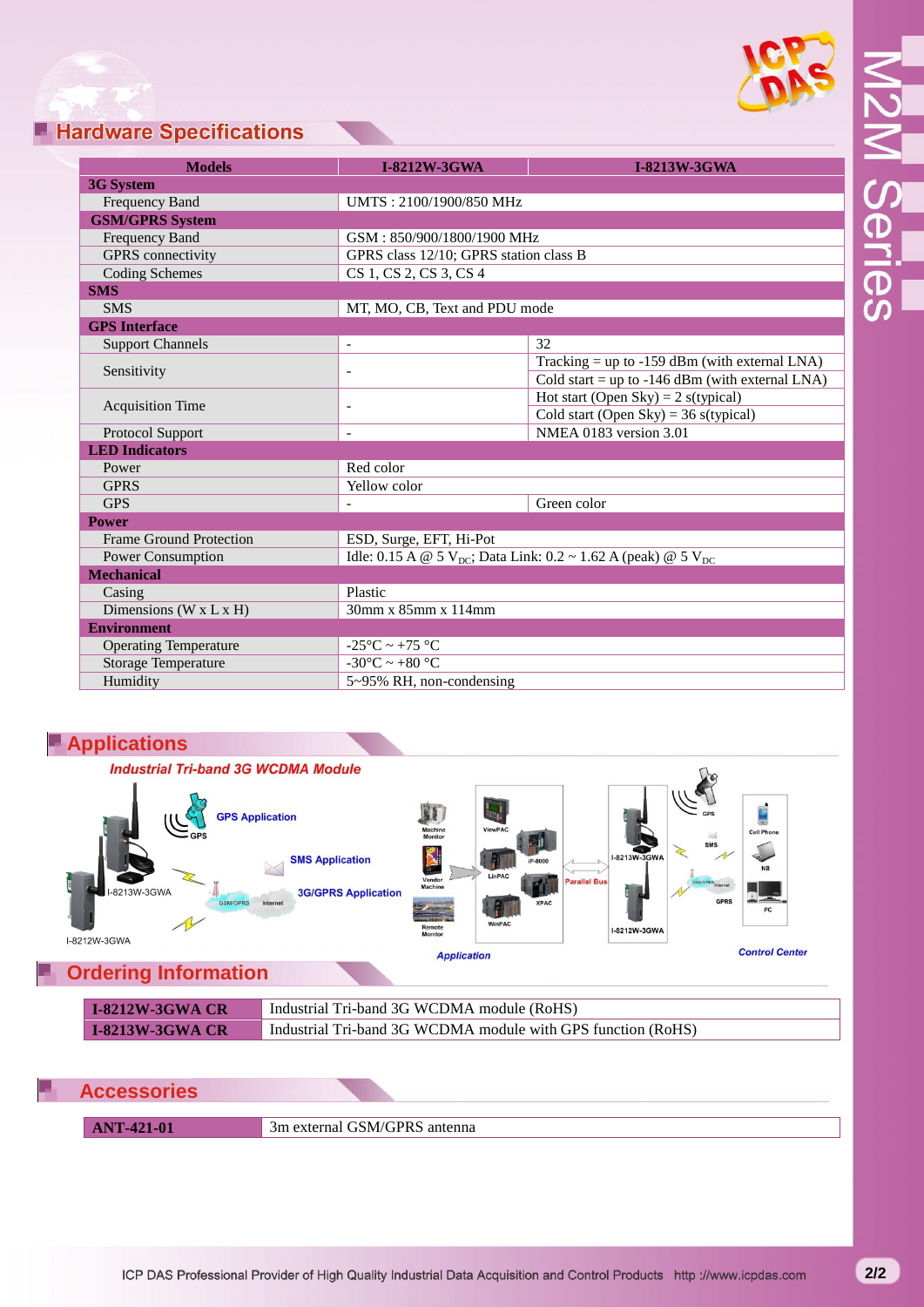## Hardware Specifications

| Models | I-8212W-3GWA | I-8213W-3GWA |
|---|---|---|
| **3G System** | | |
| Frequency Band | UMTS : 2100/1900/850 MHz | |
| **GSM/GPRS System** | | |
| Frequency Band | GSM : 850/900/1800/1900 MHz | |
| GPRS connectivity | GPRS class 12/10; GPRS station class B | |
| Coding Schemes | CS 1, CS 2, CS 3, CS 4 | |
| **SMS** | | |
| SMS | MT, MO, CB, Text and PDU mode | |
| **GPS Interface** | | |
| Support Channels | - | 32 |
| Sensitivity | - | Tracking = up to -159 dBm (with external LNA)<br>Cold start = up to -146 dBm (with external LNA) |
| Acquisition Time | - | Hot start (Open Sky) = 2 s(typical)<br>Cold start (Open Sky) = 36 s(typical) |
| Protocol Support | - | NMEA 0183 version 3.01 |
| **LED Indicators** | | |
| Power | Red color | |
| GPRS | Yellow color | |
| GPS | - | Green color |
| **Power** | | |
| Frame Ground Protection | ESD, Surge, EFT, Hi-Pot | |
| Power Consumption | Idle: 0.15 A @ 5 $V_{DC}$; Data Link: 0.2 ~ 1.62 A (peak) @ 5 $V_{DC}$ | |
| **Mechanical** | | |
| Casing | Plastic | |
| Dimensions (W x L x H) | 30mm x 85mm x 114mm | |
| **Environment** | | |
| Operating Temperature | -25°C ~ +75 °C | |
| Storage Temperature | -30°C ~ +80 °C | |
| Humidity | 5~95% RH, non-condensing | |

## Applications

*Industrial Tri-band 3G WCDMA Module*

GPS Application
SMS Application
3G/GPRS Application
I-8213W-3GWA
I-8212W-3GWA
GPS
GSM/GPRS
Internet
Machine Monitor
Vendor Machine
Remote Monitor
ViewPAC
LinPAC
iP-8000
XPAC
WinPAC
Parallel Bus
Application
I-8213W-3GWA
I-8212W-3GWA
GPS
SMS
GPRS
Cell Phone
NB
PC
Control Center

## Ordering Information

| | |
|---|---|
| **I-8212W-3GWA CR** | Industrial Tri-band 3G WCDMA module (RoHS) |
| **I-8213W-3GWA CR** | Industrial Tri-band 3G WCDMA module with GPS function (RoHS) |

## Accessories

| | |
|---|---|
| **ANT-421-01** | 3m external GSM/GPRS antenna |